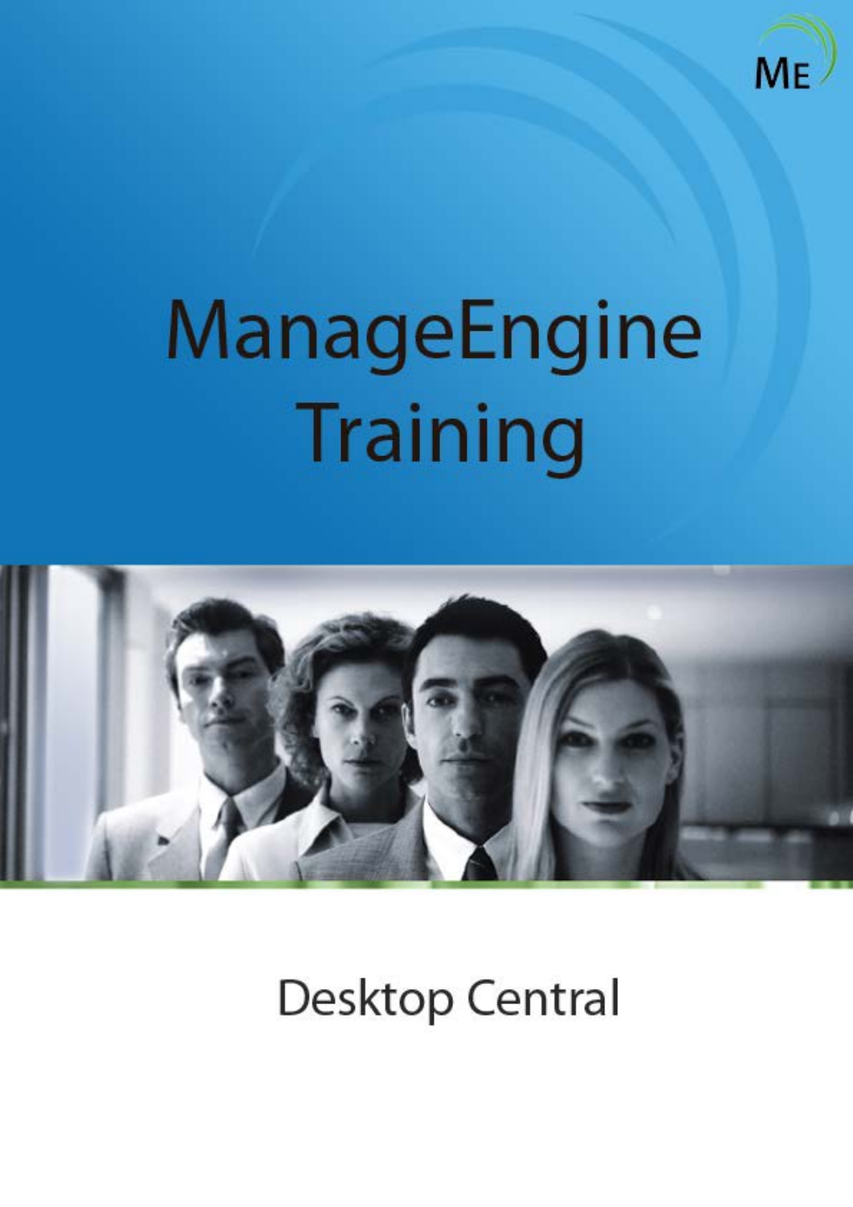ME

# ManageEngine Training

## Desktop Central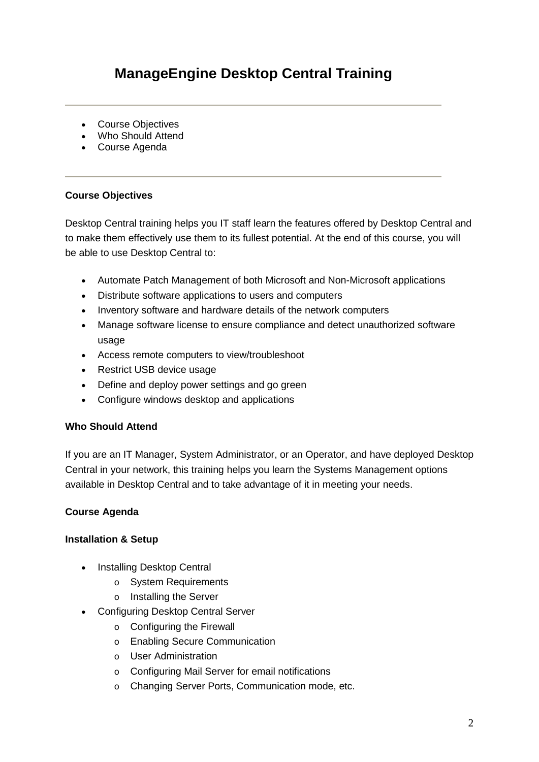# ManageEngine Desktop Central Training

---

- Course Objectives
- Who Should Attend
- Course Agenda

---

**Course Objectives**

Desktop Central training helps you IT staff learn the features offered by Desktop Central and to make them effectively use them to its fullest potential. At the end of this course, you will be able to use Desktop Central to:

- Automate Patch Management of both Microsoft and Non-Microsoft applications
- Distribute software applications to users and computers
- Inventory software and hardware details of the network computers
- Manage software license to ensure compliance and detect unauthorized software usage
- Access remote computers to view/troubleshoot
- Restrict USB device usage
- Define and deploy power settings and go green
- Configure windows desktop and applications

**Who Should Attend**

If you are an IT Manager, System Administrator, or an Operator, and have deployed Desktop Central in your network, this training helps you learn the Systems Management options available in Desktop Central and to take advantage of it in meeting your needs.

**Course Agenda**

**Installation & Setup**

- Installing Desktop Central
  - System Requirements
  - Installing the Server
- Configuring Desktop Central Server
  - Configuring the Firewall
  - Enabling Secure Communication
  - User Administration
  - Configuring Mail Server for email notifications
  - Changing Server Ports, Communication mode, etc.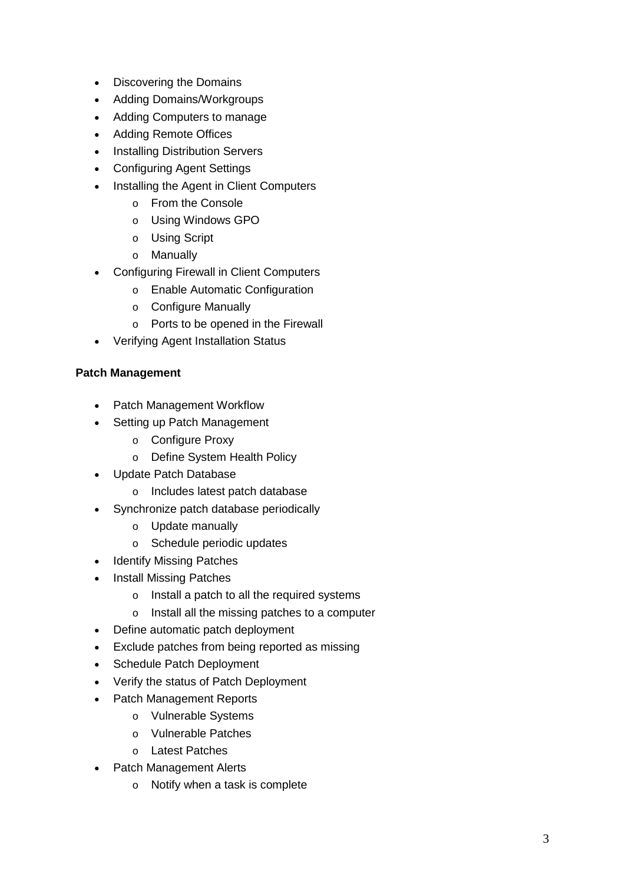- Discovering the Domains
- Adding Domains/Workgroups
- Adding Computers to manage
- Adding Remote Offices
- Installing Distribution Servers
- Configuring Agent Settings
- Installing the Agent in Client Computers
    - From the Console
    - Using Windows GPO
    - Using Script
    - Manually
- Configuring Firewall in Client Computers
    - Enable Automatic Configuration
    - Configure Manually
    - Ports to be opened in the Firewall
- Verifying Agent Installation Status

**Patch Management**

- Patch Management Workflow
- Setting up Patch Management
    - Configure Proxy
    - Define System Health Policy
- Update Patch Database
    - Includes latest patch database
- Synchronize patch database periodically
    - Update manually
    - Schedule periodic updates
- Identify Missing Patches
- Install Missing Patches
    - Install a patch to all the required systems
    - Install all the missing patches to a computer
- Define automatic patch deployment
- Exclude patches from being reported as missing
- Schedule Patch Deployment
- Verify the status of Patch Deployment
- Patch Management Reports
    - Vulnerable Systems
    - Vulnerable Patches
    - Latest Patches
- Patch Management Alerts
    - Notify when a task is complete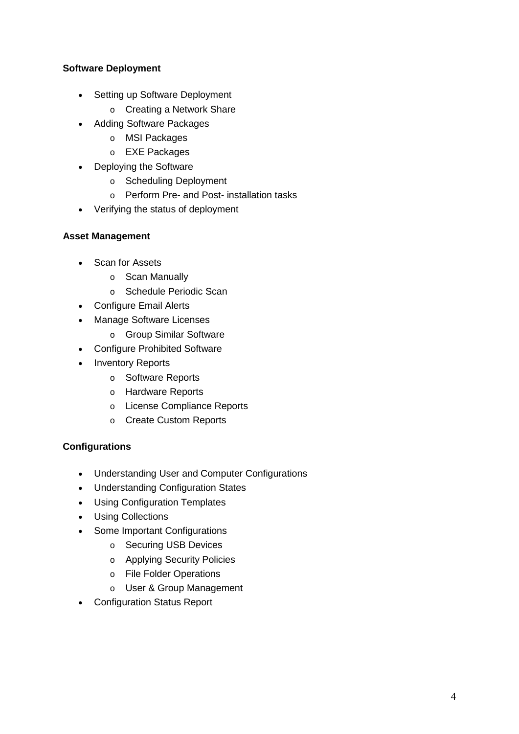**Software Deployment**

- Setting up Software Deployment
    - Creating a Network Share
- Adding Software Packages
    - MSI Packages
    - EXE Packages
- Deploying the Software
    - Scheduling Deployment
    - Perform Pre- and Post- installation tasks
- Verifying the status of deployment

**Asset Management**

- Scan for Assets
    - Scan Manually
    - Schedule Periodic Scan
- Configure Email Alerts
- Manage Software Licenses
    - Group Similar Software
- Configure Prohibited Software
- Inventory Reports
    - Software Reports
    - Hardware Reports
    - License Compliance Reports
    - Create Custom Reports

**Configurations**

- Understanding User and Computer Configurations
- Understanding Configuration States
- Using Configuration Templates
- Using Collections
- Some Important Configurations
    - Securing USB Devices
    - Applying Security Policies
    - File Folder Operations
    - User & Group Management
- Configuration Status Report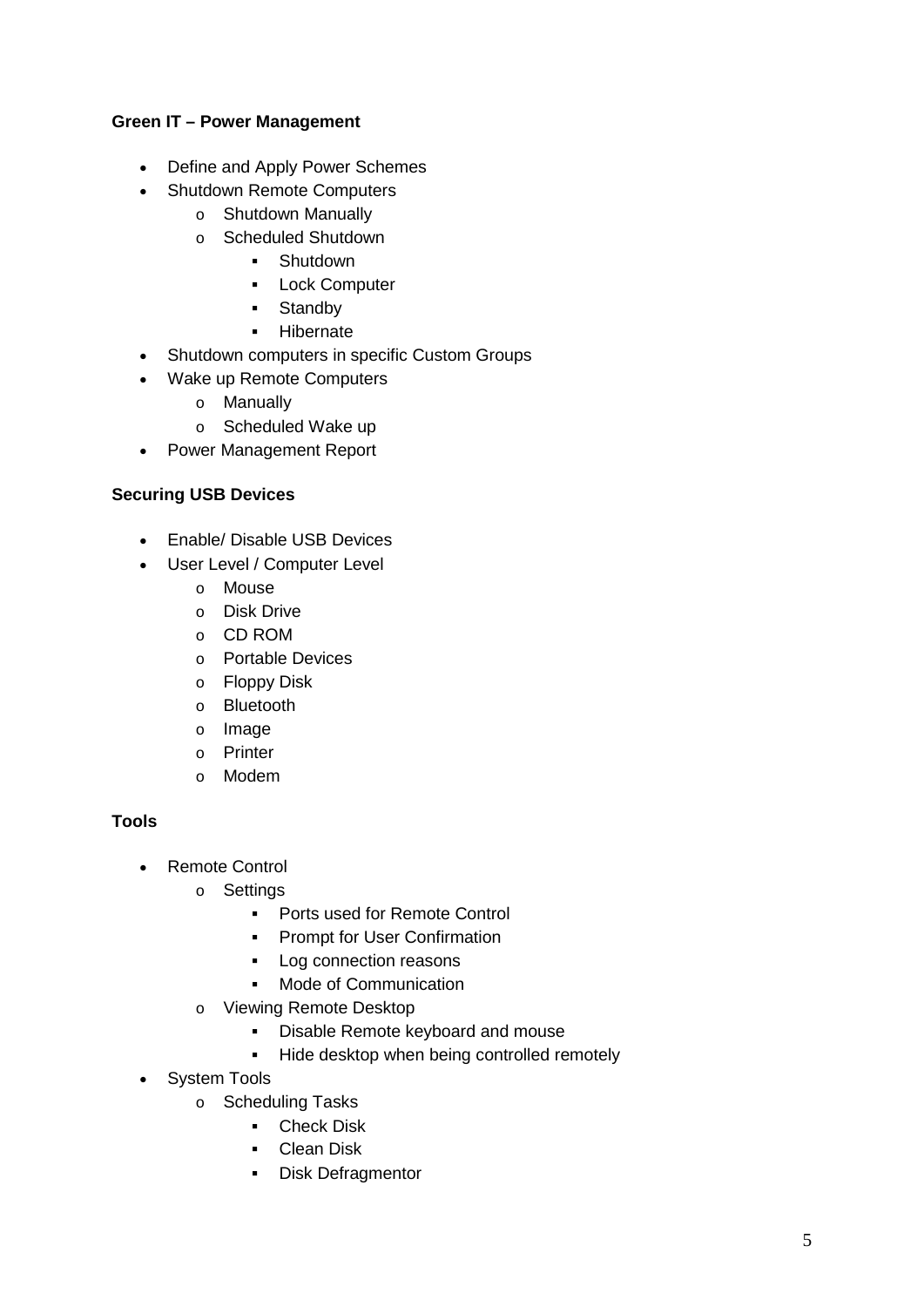**Green IT – Power Management**

- Define and Apply Power Schemes
- Shutdown Remote Computers
  - Shutdown Manually
  - Scheduled Shutdown
    - Shutdown
    - Lock Computer
    - Standby
    - Hibernate
- Shutdown computers in specific Custom Groups
- Wake up Remote Computers
  - Manually
  - Scheduled Wake up
- Power Management Report

**Securing USB Devices**

- Enable/ Disable USB Devices
- User Level / Computer Level
  - Mouse
  - Disk Drive
  - CD ROM
  - Portable Devices
  - Floppy Disk
  - Bluetooth
  - Image
  - Printer
  - Modem

**Tools**

- Remote Control
  - Settings
    - Ports used for Remote Control
    - Prompt for User Confirmation
    - Log connection reasons
    - Mode of Communication
  - Viewing Remote Desktop
    - Disable Remote keyboard and mouse
    - Hide desktop when being controlled remotely
- System Tools
  - Scheduling Tasks
    - Check Disk
    - Clean Disk
    - Disk Defragmentor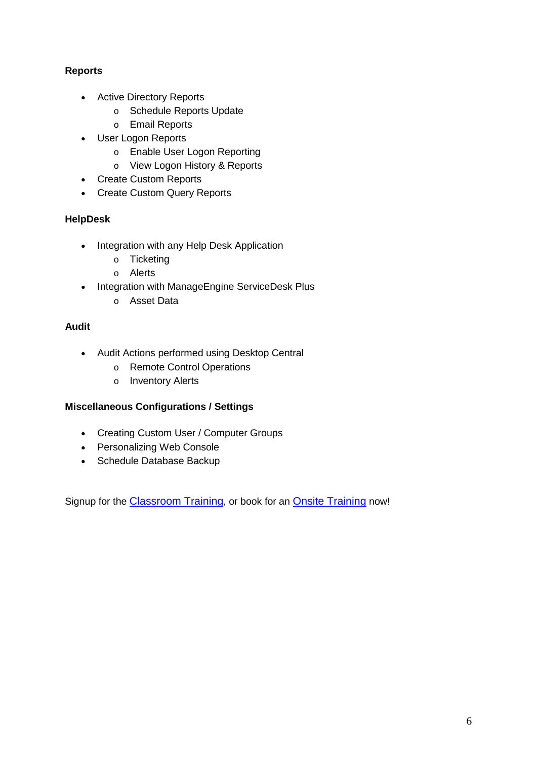**Reports**

- Active Directory Reports
    - Schedule Reports Update
    - Email Reports
- User Logon Reports
    - Enable User Logon Reporting
    - View Logon History & Reports
- Create Custom Reports
- Create Custom Query Reports

**HelpDesk**

- Integration with any Help Desk Application
    - Ticketing
    - Alerts
- Integration with ManageEngine ServiceDesk Plus
    - Asset Data

**Audit**

- Audit Actions performed using Desktop Central
    - Remote Control Operations
    - Inventory Alerts

**Miscellaneous Configurations / Settings**

- Creating Custom User / Computer Groups
- Personalizing Web Console
- Schedule Database Backup

Signup for the Classroom Training, or book for an Onsite Training now!